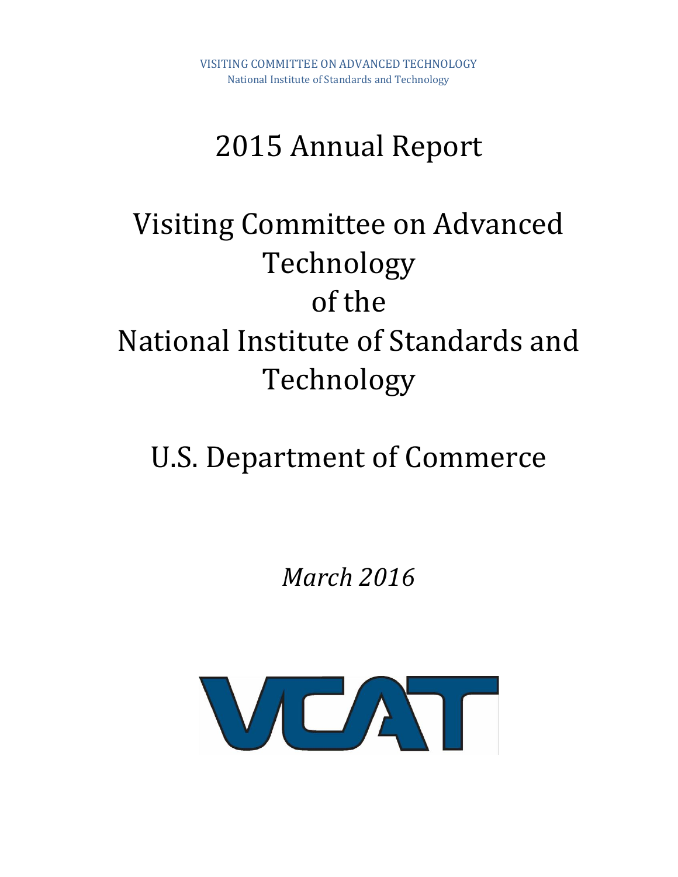VISITING COMMITTEE ON ADVANCED TECHNOLOGY
National Institute of Standards and Technology

# 2015 Annual Report

# Visiting Committee on Advanced Technology of the National Institute of Standards and Technology

# U.S. Department of Commerce

*March 2016*

VCAT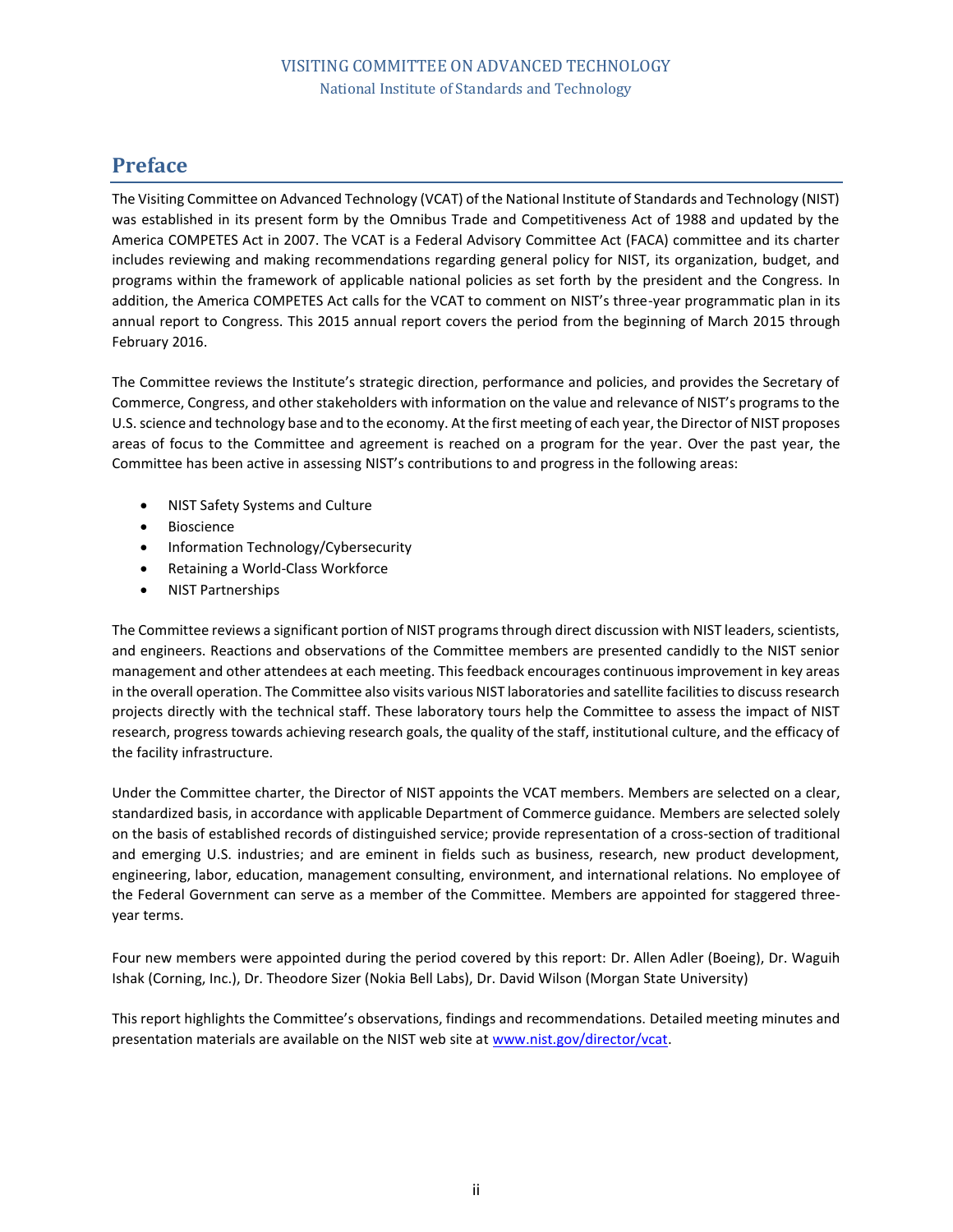# Preface

The Visiting Committee on Advanced Technology (VCAT) of the National Institute of Standards and Technology (NIST) was established in its present form by the Omnibus Trade and Competitiveness Act of 1988 and updated by the America COMPETES Act in 2007. The VCAT is a Federal Advisory Committee Act (FACA) committee and its charter includes reviewing and making recommendations regarding general policy for NIST, its organization, budget, and programs within the framework of applicable national policies as set forth by the president and the Congress. In addition, the America COMPETES Act calls for the VCAT to comment on NIST's three-year programmatic plan in its annual report to Congress. This 2015 annual report covers the period from the beginning of March 2015 through February 2016.

The Committee reviews the Institute's strategic direction, performance and policies, and provides the Secretary of Commerce, Congress, and other stakeholders with information on the value and relevance of NIST's programs to the U.S. science and technology base and to the economy. At the first meeting of each year, the Director of NIST proposes areas of focus to the Committee and agreement is reached on a program for the year. Over the past year, the Committee has been active in assessing NIST's contributions to and progress in the following areas:

- NIST Safety Systems and Culture
- Bioscience
- Information Technology/Cybersecurity
- Retaining a World-Class Workforce
- NIST Partnerships

The Committee reviews a significant portion of NIST programs through direct discussion with NIST leaders, scientists, and engineers. Reactions and observations of the Committee members are presented candidly to the NIST senior management and other attendees at each meeting. This feedback encourages continuous improvement in key areas in the overall operation. The Committee also visits various NIST laboratories and satellite facilities to discuss research projects directly with the technical staff. These laboratory tours help the Committee to assess the impact of NIST research, progress towards achieving research goals, the quality of the staff, institutional culture, and the efficacy of the facility infrastructure.

Under the Committee charter, the Director of NIST appoints the VCAT members. Members are selected on a clear, standardized basis, in accordance with applicable Department of Commerce guidance. Members are selected solely on the basis of established records of distinguished service; provide representation of a cross-section of traditional and emerging U.S. industries; and are eminent in fields such as business, research, new product development, engineering, labor, education, management consulting, environment, and international relations. No employee of the Federal Government can serve as a member of the Committee. Members are appointed for staggered three-year terms.

Four new members were appointed during the period covered by this report: Dr. Allen Adler (Boeing), Dr. Waguih Ishak (Corning, Inc.), Dr. Theodore Sizer (Nokia Bell Labs), Dr. David Wilson (Morgan State University)

This report highlights the Committee's observations, findings and recommendations. Detailed meeting minutes and presentation materials are available on the NIST web site at [www.nist.gov/director/vcat](www.nist.gov/director/vcat).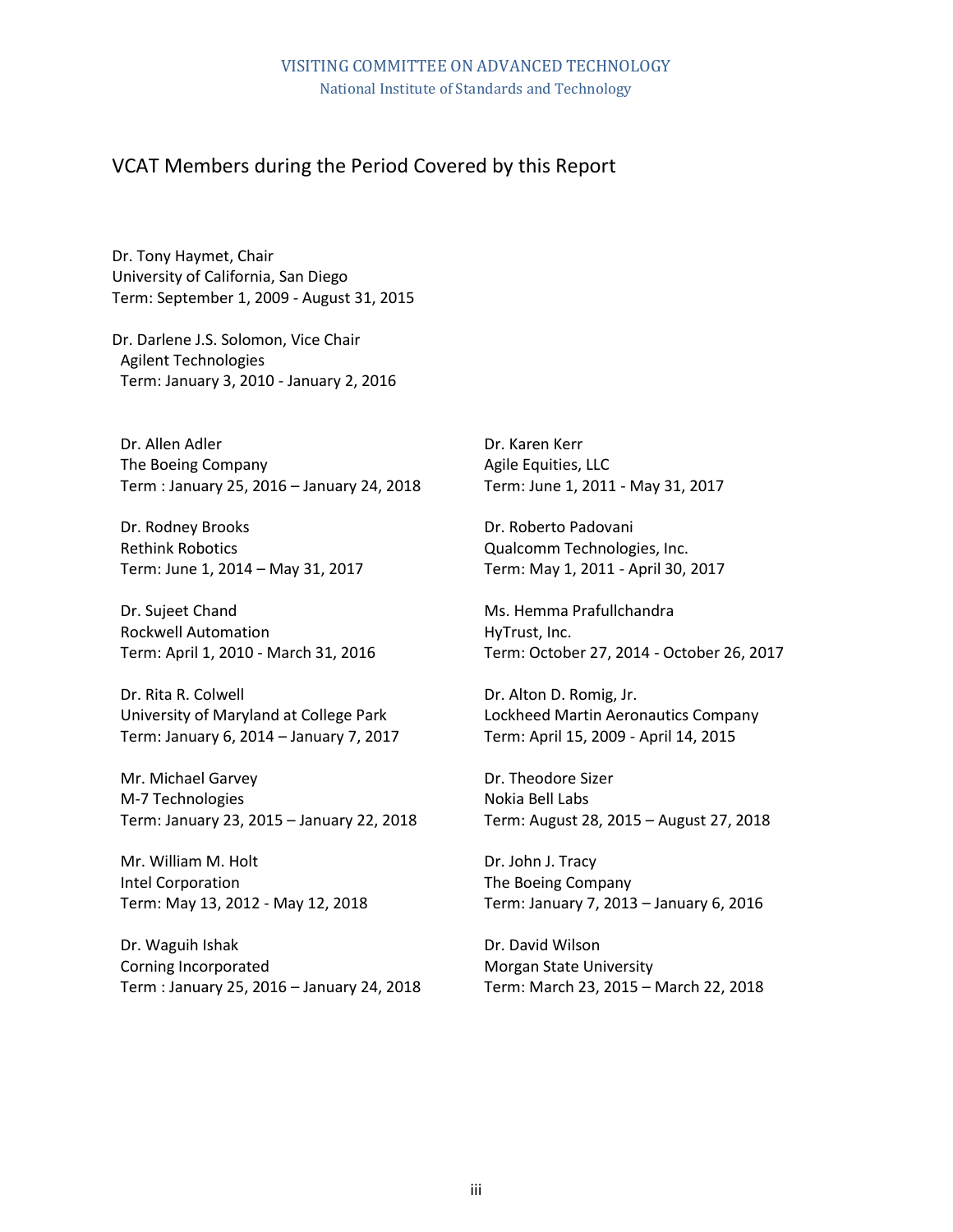VISITING COMMITTEE ON ADVANCED TECHNOLOGY
National Institute of Standards and Technology

## VCAT Members during the Period Covered by this Report

Dr. Tony Haymet, Chair
University of California, San Diego
Term: September 1, 2009 - August 31, 2015

Dr. Darlene J.S. Solomon, Vice Chair
Agilent Technologies
Term: January 3, 2010 - January 2, 2016

Dr. Allen Adler
The Boeing Company
Term : January 25, 2016 – January 24, 2018

Dr. Rodney Brooks
Rethink Robotics
Term: June 1, 2014 – May 31, 2017

Dr. Sujeet Chand
Rockwell Automation
Term: April 1, 2010 - March 31, 2016

Dr. Rita R. Colwell
University of Maryland at College Park
Term: January 6, 2014 – January 7, 2017

Mr. Michael Garvey
M-7 Technologies
Term: January 23, 2015 – January 22, 2018

Mr. William M. Holt
Intel Corporation
Term: May 13, 2012 - May 12, 2018

Dr. Waguih Ishak
Corning Incorporated
Term : January 25, 2016 – January 24, 2018

Dr. Karen Kerr
Agile Equities, LLC
Term: June 1, 2011 - May 31, 2017

Dr. Roberto Padovani
Qualcomm Technologies, Inc.
Term: May 1, 2011 - April 30, 2017

Ms. Hemma Prafullchandra
HyTrust, Inc.
Term: October 27, 2014 - October 26, 2017

Dr. Alton D. Romig, Jr.
Lockheed Martin Aeronautics Company
Term: April 15, 2009 - April 14, 2015

Dr. Theodore Sizer
Nokia Bell Labs
Term: August 28, 2015 – August 27, 2018

Dr. John J. Tracy
The Boeing Company
Term: January 7, 2013 – January 6, 2016

Dr. David Wilson
Morgan State University
Term: March 23, 2015 – March 22, 2018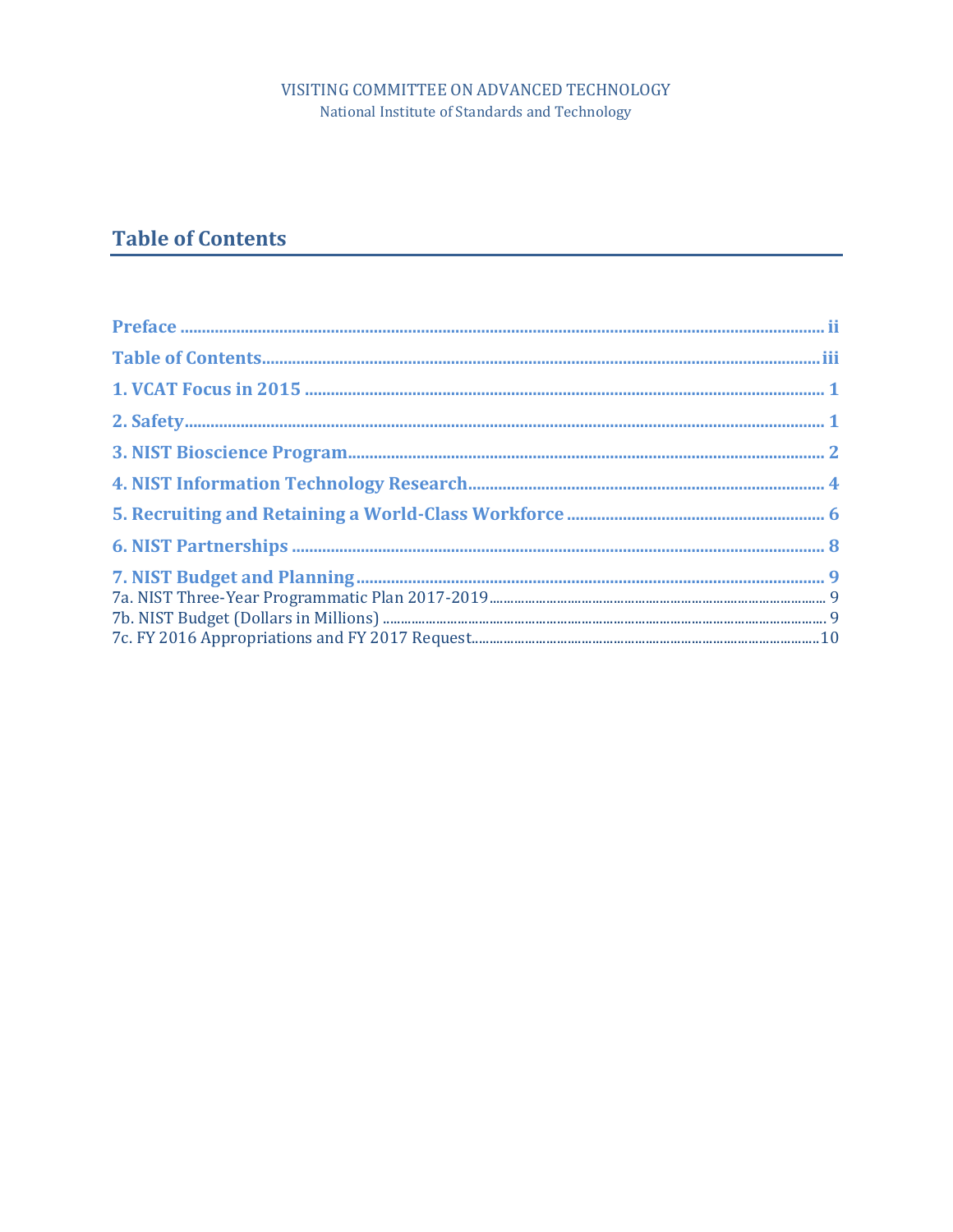VISITING COMMITTEE ON ADVANCED TECHNOLOGY
National Institute of Standards and Technology

## Table of Contents

**Preface** ..... ii

**Table of Contents** ..... iii

**1. VCAT Focus in 2015** ..... 1

**2. Safety** ..... 1

**3. NIST Bioscience Program** ..... 2

**4. NIST Information Technology Research** ..... 4

**5. Recruiting and Retaining a World-Class Workforce** ..... 6

**6. NIST Partnerships** ..... 8

**7. NIST Budget and Planning** ..... 9

7a. NIST Three-Year Programmatic Plan 2017-2019 ..... 9

7b. NIST Budget (Dollars in Millions) ..... 9

7c. FY 2016 Appropriations and FY 2017 Request ..... 10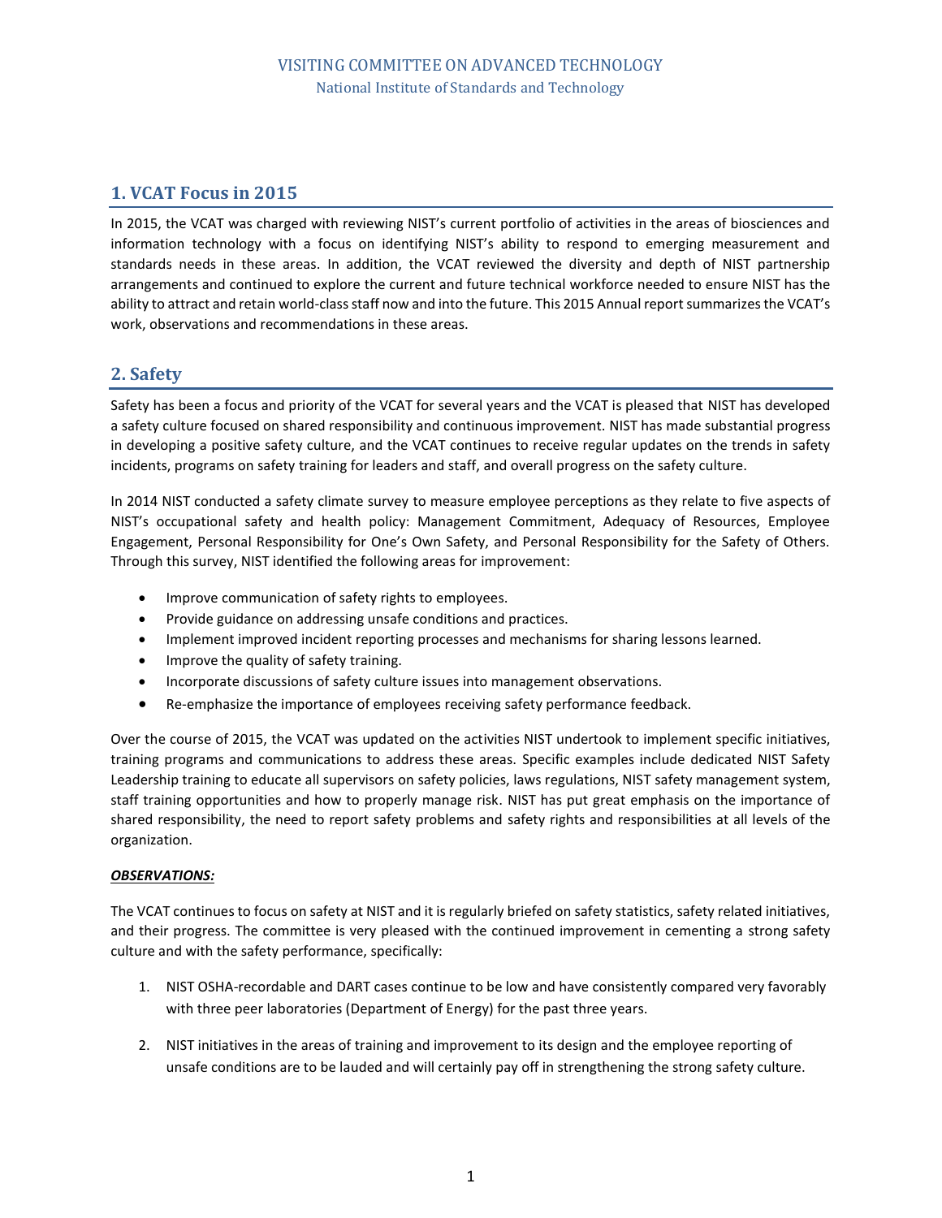## 1. VCAT Focus in 2015

In 2015, the VCAT was charged with reviewing NIST's current portfolio of activities in the areas of biosciences and information technology with a focus on identifying NIST's ability to respond to emerging measurement and standards needs in these areas. In addition, the VCAT reviewed the diversity and depth of NIST partnership arrangements and continued to explore the current and future technical workforce needed to ensure NIST has the ability to attract and retain world-class staff now and into the future. This 2015 Annual report summarizes the VCAT's work, observations and recommendations in these areas.

## 2. Safety

Safety has been a focus and priority of the VCAT for several years and the VCAT is pleased that NIST has developed a safety culture focused on shared responsibility and continuous improvement. NIST has made substantial progress in developing a positive safety culture, and the VCAT continues to receive regular updates on the trends in safety incidents, programs on safety training for leaders and staff, and overall progress on the safety culture.

In 2014 NIST conducted a safety climate survey to measure employee perceptions as they relate to five aspects of NIST's occupational safety and health policy: Management Commitment, Adequacy of Resources, Employee Engagement, Personal Responsibility for One's Own Safety, and Personal Responsibility for the Safety of Others. Through this survey, NIST identified the following areas for improvement:

- Improve communication of safety rights to employees.
- Provide guidance on addressing unsafe conditions and practices.
- Implement improved incident reporting processes and mechanisms for sharing lessons learned.
- Improve the quality of safety training.
- Incorporate discussions of safety culture issues into management observations.
- Re-emphasize the importance of employees receiving safety performance feedback.

Over the course of 2015, the VCAT was updated on the activities NIST undertook to implement specific initiatives, training programs and communications to address these areas. Specific examples include dedicated NIST Safety Leadership training to educate all supervisors on safety policies, laws regulations, NIST safety management system, staff training opportunities and how to properly manage risk. NIST has put great emphasis on the importance of shared responsibility, the need to report safety problems and safety rights and responsibilities at all levels of the organization.

***OBSERVATIONS:***

The VCAT continues to focus on safety at NIST and it is regularly briefed on safety statistics, safety related initiatives, and their progress. The committee is very pleased with the continued improvement in cementing a strong safety culture and with the safety performance, specifically:

1. NIST OSHA-recordable and DART cases continue to be low and have consistently compared very favorably with three peer laboratories (Department of Energy) for the past three years.

2. NIST initiatives in the areas of training and improvement to its design and the employee reporting of unsafe conditions are to be lauded and will certainly pay off in strengthening the strong safety culture.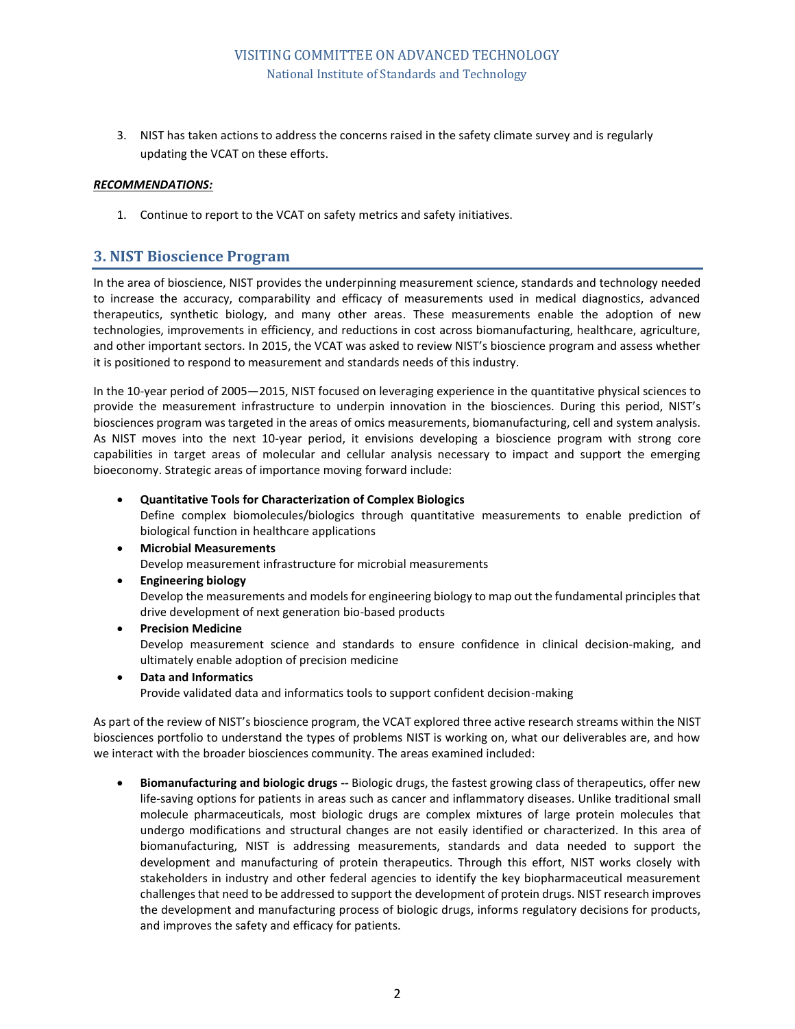3. NIST has taken actions to address the concerns raised in the safety climate survey and is regularly updating the VCAT on these efforts.

***RECOMMENDATIONS:***

1. Continue to report to the VCAT on safety metrics and safety initiatives.

## 3. NIST Bioscience Program

In the area of bioscience, NIST provides the underpinning measurement science, standards and technology needed to increase the accuracy, comparability and efficacy of measurements used in medical diagnostics, advanced therapeutics, synthetic biology, and many other areas. These measurements enable the adoption of new technologies, improvements in efficiency, and reductions in cost across biomanufacturing, healthcare, agriculture, and other important sectors. In 2015, the VCAT was asked to review NIST's bioscience program and assess whether it is positioned to respond to measurement and standards needs of this industry.

In the 10-year period of 2005—2015, NIST focused on leveraging experience in the quantitative physical sciences to provide the measurement infrastructure to underpin innovation in the biosciences. During this period, NIST's biosciences program was targeted in the areas of omics measurements, biomanufacturing, cell and system analysis. As NIST moves into the next 10-year period, it envisions developing a bioscience program with strong core capabilities in target areas of molecular and cellular analysis necessary to impact and support the emerging bioeconomy. Strategic areas of importance moving forward include:

- **Quantitative Tools for Characterization of Complex Biologics**
  Define complex biomolecules/biologics through quantitative measurements to enable prediction of biological function in healthcare applications
- **Microbial Measurements**
  Develop measurement infrastructure for microbial measurements
- **Engineering biology**
  Develop the measurements and models for engineering biology to map out the fundamental principles that drive development of next generation bio-based products
- **Precision Medicine**
  Develop measurement science and standards to ensure confidence in clinical decision-making, and ultimately enable adoption of precision medicine
- **Data and Informatics**
  Provide validated data and informatics tools to support confident decision-making

As part of the review of NIST's bioscience program, the VCAT explored three active research streams within the NIST biosciences portfolio to understand the types of problems NIST is working on, what our deliverables are, and how we interact with the broader biosciences community. The areas examined included:

- **Biomanufacturing and biologic drugs --** Biologic drugs, the fastest growing class of therapeutics, offer new life-saving options for patients in areas such as cancer and inflammatory diseases. Unlike traditional small molecule pharmaceuticals, most biologic drugs are complex mixtures of large protein molecules that undergo modifications and structural changes are not easily identified or characterized. In this area of biomanufacturing, NIST is addressing measurements, standards and data needed to support the development and manufacturing of protein therapeutics. Through this effort, NIST works closely with stakeholders in industry and other federal agencies to identify the key biopharmaceutical measurement challenges that need to be addressed to support the development of protein drugs. NIST research improves the development and manufacturing process of biologic drugs, informs regulatory decisions for products, and improves the safety and efficacy for patients.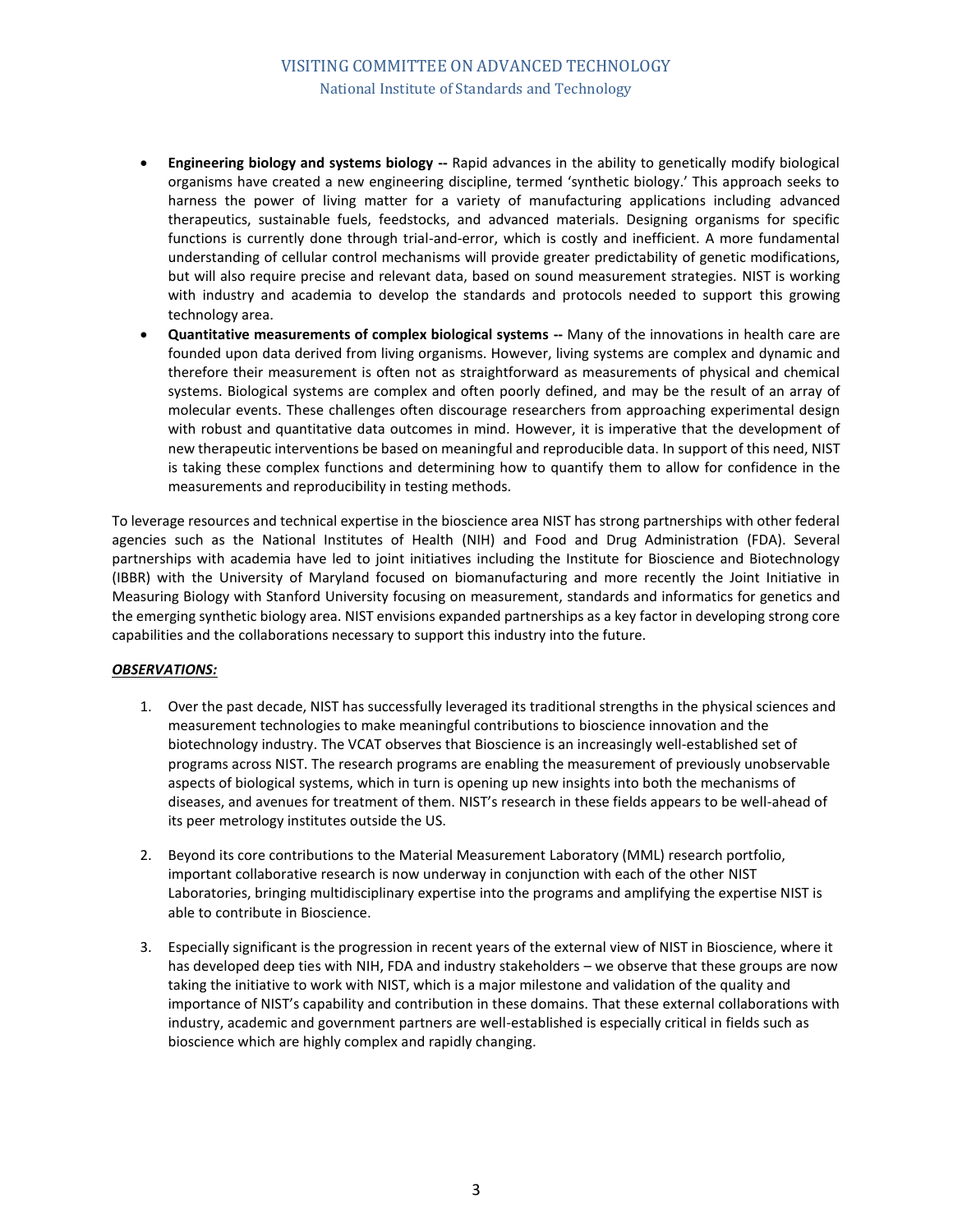- **Engineering biology and systems biology --** Rapid advances in the ability to genetically modify biological organisms have created a new engineering discipline, termed 'synthetic biology.' This approach seeks to harness the power of living matter for a variety of manufacturing applications including advanced therapeutics, sustainable fuels, feedstocks, and advanced materials. Designing organisms for specific functions is currently done through trial-and-error, which is costly and inefficient. A more fundamental understanding of cellular control mechanisms will provide greater predictability of genetic modifications, but will also require precise and relevant data, based on sound measurement strategies. NIST is working with industry and academia to develop the standards and protocols needed to support this growing technology area.
- **Quantitative measurements of complex biological systems --** Many of the innovations in health care are founded upon data derived from living organisms. However, living systems are complex and dynamic and therefore their measurement is often not as straightforward as measurements of physical and chemical systems. Biological systems are complex and often poorly defined, and may be the result of an array of molecular events. These challenges often discourage researchers from approaching experimental design with robust and quantitative data outcomes in mind. However, it is imperative that the development of new therapeutic interventions be based on meaningful and reproducible data. In support of this need, NIST is taking these complex functions and determining how to quantify them to allow for confidence in the measurements and reproducibility in testing methods.

To leverage resources and technical expertise in the bioscience area NIST has strong partnerships with other federal agencies such as the National Institutes of Health (NIH) and Food and Drug Administration (FDA). Several partnerships with academia have led to joint initiatives including the Institute for Bioscience and Biotechnology (IBBR) with the University of Maryland focused on biomanufacturing and more recently the Joint Initiative in Measuring Biology with Stanford University focusing on measurement, standards and informatics for genetics and the emerging synthetic biology area. NIST envisions expanded partnerships as a key factor in developing strong core capabilities and the collaborations necessary to support this industry into the future.

***OBSERVATIONS:***

1. Over the past decade, NIST has successfully leveraged its traditional strengths in the physical sciences and measurement technologies to make meaningful contributions to bioscience innovation and the biotechnology industry. The VCAT observes that Bioscience is an increasingly well-established set of programs across NIST. The research programs are enabling the measurement of previously unobservable aspects of biological systems, which in turn is opening up new insights into both the mechanisms of diseases, and avenues for treatment of them. NIST's research in these fields appears to be well-ahead of its peer metrology institutes outside the US.

2. Beyond its core contributions to the Material Measurement Laboratory (MML) research portfolio, important collaborative research is now underway in conjunction with each of the other NIST Laboratories, bringing multidisciplinary expertise into the programs and amplifying the expertise NIST is able to contribute in Bioscience.

3. Especially significant is the progression in recent years of the external view of NIST in Bioscience, where it has developed deep ties with NIH, FDA and industry stakeholders – we observe that these groups are now taking the initiative to work with NIST, which is a major milestone and validation of the quality and importance of NIST's capability and contribution in these domains. That these external collaborations with industry, academic and government partners are well-established is especially critical in fields such as bioscience which are highly complex and rapidly changing.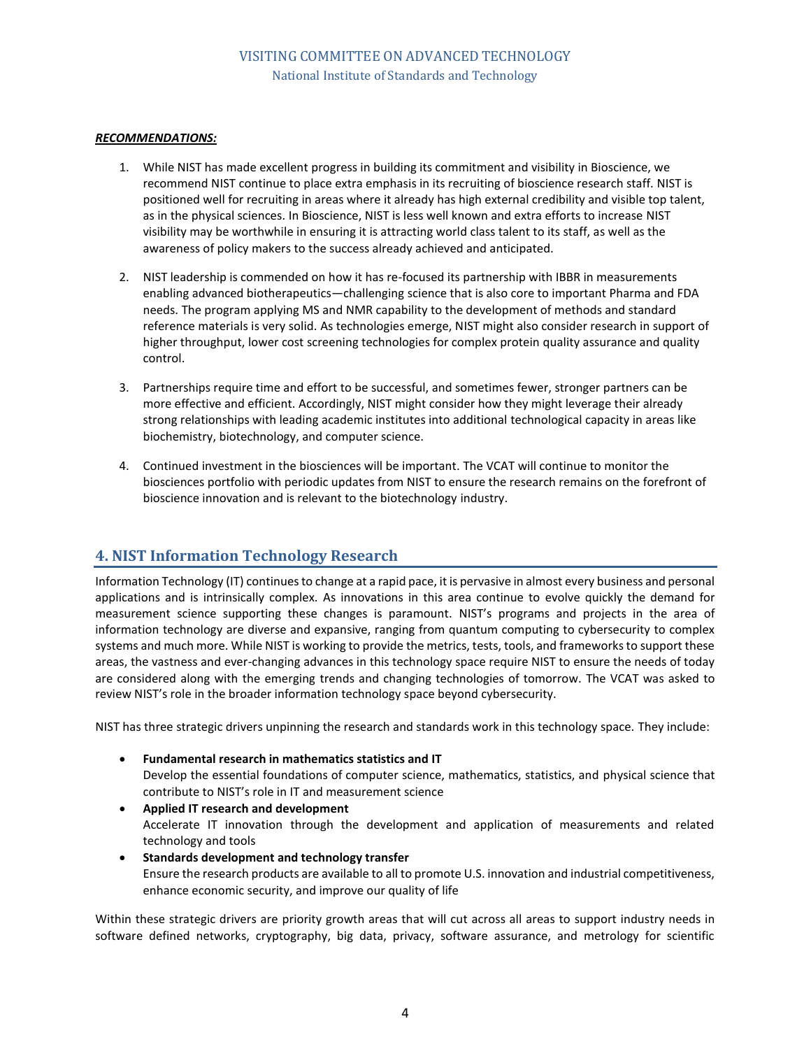***RECOMMENDATIONS:***

1. While NIST has made excellent progress in building its commitment and visibility in Bioscience, we recommend NIST continue to place extra emphasis in its recruiting of bioscience research staff. NIST is positioned well for recruiting in areas where it already has high external credibility and visible top talent, as in the physical sciences. In Bioscience, NIST is less well known and extra efforts to increase NIST visibility may be worthwhile in ensuring it is attracting world class talent to its staff, as well as the awareness of policy makers to the success already achieved and anticipated.

2. NIST leadership is commended on how it has re-focused its partnership with IBBR in measurements enabling advanced biotherapeutics—challenging science that is also core to important Pharma and FDA needs. The program applying MS and NMR capability to the development of methods and standard reference materials is very solid. As technologies emerge, NIST might also consider research in support of higher throughput, lower cost screening technologies for complex protein quality assurance and quality control.

3. Partnerships require time and effort to be successful, and sometimes fewer, stronger partners can be more effective and efficient. Accordingly, NIST might consider how they might leverage their already strong relationships with leading academic institutes into additional technological capacity in areas like biochemistry, biotechnology, and computer science.

4. Continued investment in the biosciences will be important. The VCAT will continue to monitor the biosciences portfolio with periodic updates from NIST to ensure the research remains on the forefront of bioscience innovation and is relevant to the biotechnology industry.

## 4. NIST Information Technology Research

Information Technology (IT) continues to change at a rapid pace, it is pervasive in almost every business and personal applications and is intrinsically complex. As innovations in this area continue to evolve quickly the demand for measurement science supporting these changes is paramount. NIST's programs and projects in the area of information technology are diverse and expansive, ranging from quantum computing to cybersecurity to complex systems and much more. While NIST is working to provide the metrics, tests, tools, and frameworks to support these areas, the vastness and ever-changing advances in this technology space require NIST to ensure the needs of today are considered along with the emerging trends and changing technologies of tomorrow. The VCAT was asked to review NIST's role in the broader information technology space beyond cybersecurity.

NIST has three strategic drivers unpinning the research and standards work in this technology space. They include:

- **Fundamental research in mathematics statistics and IT**
  Develop the essential foundations of computer science, mathematics, statistics, and physical science that contribute to NIST's role in IT and measurement science
- **Applied IT research and development**
  Accelerate IT innovation through the development and application of measurements and related technology and tools
- **Standards development and technology transfer**
  Ensure the research products are available to all to promote U.S. innovation and industrial competitiveness, enhance economic security, and improve our quality of life

Within these strategic drivers are priority growth areas that will cut across all areas to support industry needs in software defined networks, cryptography, big data, privacy, software assurance, and metrology for scientific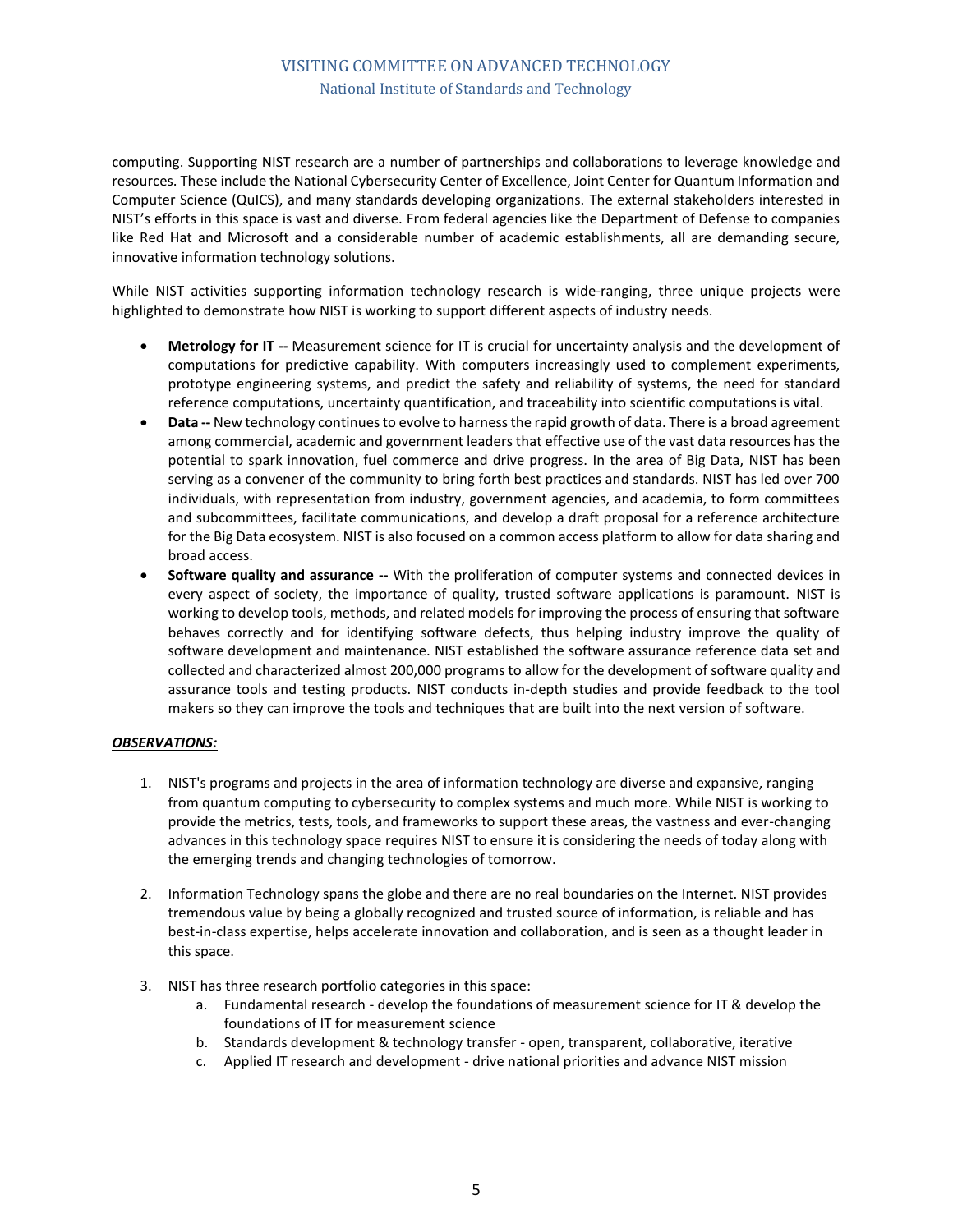computing. Supporting NIST research are a number of partnerships and collaborations to leverage knowledge and resources. These include the National Cybersecurity Center of Excellence, Joint Center for Quantum Information and Computer Science (QuICS), and many standards developing organizations. The external stakeholders interested in NIST's efforts in this space is vast and diverse. From federal agencies like the Department of Defense to companies like Red Hat and Microsoft and a considerable number of academic establishments, all are demanding secure, innovative information technology solutions.

While NIST activities supporting information technology research is wide-ranging, three unique projects were highlighted to demonstrate how NIST is working to support different aspects of industry needs.

- **Metrology for IT --** Measurement science for IT is crucial for uncertainty analysis and the development of computations for predictive capability. With computers increasingly used to complement experiments, prototype engineering systems, and predict the safety and reliability of systems, the need for standard reference computations, uncertainty quantification, and traceability into scientific computations is vital.
- **Data --** New technology continues to evolve to harness the rapid growth of data. There is a broad agreement among commercial, academic and government leaders that effective use of the vast data resources has the potential to spark innovation, fuel commerce and drive progress. In the area of Big Data, NIST has been serving as a convener of the community to bring forth best practices and standards. NIST has led over 700 individuals, with representation from industry, government agencies, and academia, to form committees and subcommittees, facilitate communications, and develop a draft proposal for a reference architecture for the Big Data ecosystem. NIST is also focused on a common access platform to allow for data sharing and broad access.
- **Software quality and assurance --** With the proliferation of computer systems and connected devices in every aspect of society, the importance of quality, trusted software applications is paramount. NIST is working to develop tools, methods, and related models for improving the process of ensuring that software behaves correctly and for identifying software defects, thus helping industry improve the quality of software development and maintenance. NIST established the software assurance reference data set and collected and characterized almost 200,000 programs to allow for the development of software quality and assurance tools and testing products. NIST conducts in-depth studies and provide feedback to the tool makers so they can improve the tools and techniques that are built into the next version of software.

***OBSERVATIONS:***

1. NIST's programs and projects in the area of information technology are diverse and expansive, ranging from quantum computing to cybersecurity to complex systems and much more. While NIST is working to provide the metrics, tests, tools, and frameworks to support these areas, the vastness and ever-changing advances in this technology space requires NIST to ensure it is considering the needs of today along with the emerging trends and changing technologies of tomorrow.

2. Information Technology spans the globe and there are no real boundaries on the Internet. NIST provides tremendous value by being a globally recognized and trusted source of information, is reliable and has best-in-class expertise, helps accelerate innovation and collaboration, and is seen as a thought leader in this space.

3. NIST has three research portfolio categories in this space:
   a. Fundamental research - develop the foundations of measurement science for IT & develop the foundations of IT for measurement science
   b. Standards development & technology transfer - open, transparent, collaborative, iterative
   c. Applied IT research and development - drive national priorities and advance NIST mission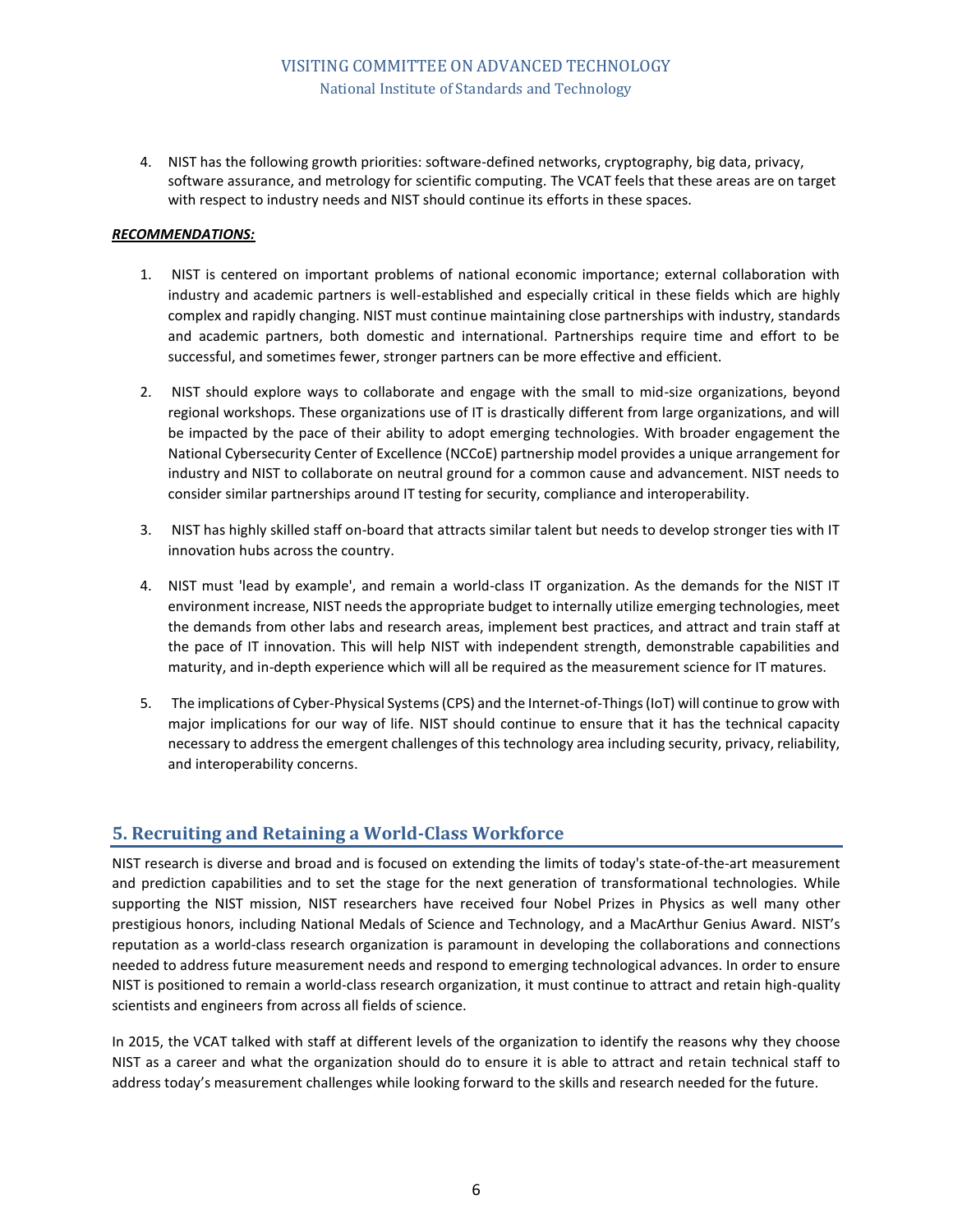4. NIST has the following growth priorities: software-defined networks, cryptography, big data, privacy, software assurance, and metrology for scientific computing. The VCAT feels that these areas are on target with respect to industry needs and NIST should continue its efforts in these spaces.

***RECOMMENDATIONS:***

1. NIST is centered on important problems of national economic importance; external collaboration with industry and academic partners is well-established and especially critical in these fields which are highly complex and rapidly changing. NIST must continue maintaining close partnerships with industry, standards and academic partners, both domestic and international. Partnerships require time and effort to be successful, and sometimes fewer, stronger partners can be more effective and efficient.

2. NIST should explore ways to collaborate and engage with the small to mid-size organizations, beyond regional workshops. These organizations use of IT is drastically different from large organizations, and will be impacted by the pace of their ability to adopt emerging technologies. With broader engagement the National Cybersecurity Center of Excellence (NCCoE) partnership model provides a unique arrangement for industry and NIST to collaborate on neutral ground for a common cause and advancement. NIST needs to consider similar partnerships around IT testing for security, compliance and interoperability.

3. NIST has highly skilled staff on-board that attracts similar talent but needs to develop stronger ties with IT innovation hubs across the country.

4. NIST must 'lead by example', and remain a world-class IT organization. As the demands for the NIST IT environment increase, NIST needs the appropriate budget to internally utilize emerging technologies, meet the demands from other labs and research areas, implement best practices, and attract and train staff at the pace of IT innovation. This will help NIST with independent strength, demonstrable capabilities and maturity, and in-depth experience which will all be required as the measurement science for IT matures.

5. The implications of Cyber-Physical Systems (CPS) and the Internet-of-Things (IoT) will continue to grow with major implications for our way of life. NIST should continue to ensure that it has the technical capacity necessary to address the emergent challenges of this technology area including security, privacy, reliability, and interoperability concerns.

## 5. Recruiting and Retaining a World-Class Workforce

NIST research is diverse and broad and is focused on extending the limits of today's state-of-the-art measurement and prediction capabilities and to set the stage for the next generation of transformational technologies. While supporting the NIST mission, NIST researchers have received four Nobel Prizes in Physics as well many other prestigious honors, including National Medals of Science and Technology, and a MacArthur Genius Award. NIST's reputation as a world-class research organization is paramount in developing the collaborations and connections needed to address future measurement needs and respond to emerging technological advances. In order to ensure NIST is positioned to remain a world-class research organization, it must continue to attract and retain high-quality scientists and engineers from across all fields of science.

In 2015, the VCAT talked with staff at different levels of the organization to identify the reasons why they choose NIST as a career and what the organization should do to ensure it is able to attract and retain technical staff to address today's measurement challenges while looking forward to the skills and research needed for the future.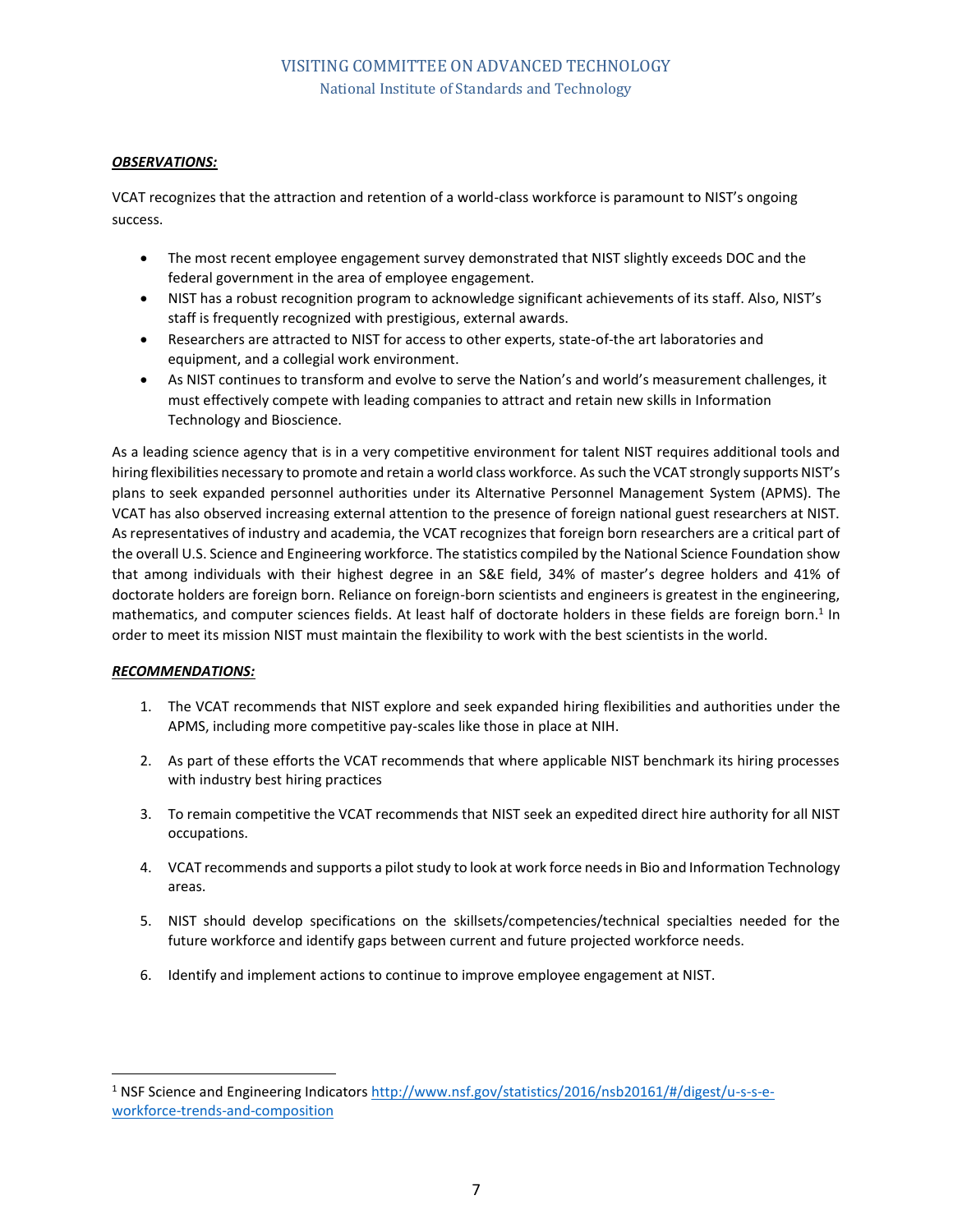***OBSERVATIONS:***

VCAT recognizes that the attraction and retention of a world-class workforce is paramount to NIST's ongoing success.

- The most recent employee engagement survey demonstrated that NIST slightly exceeds DOC and the federal government in the area of employee engagement.
- NIST has a robust recognition program to acknowledge significant achievements of its staff. Also, NIST's staff is frequently recognized with prestigious, external awards.
- Researchers are attracted to NIST for access to other experts, state-of-the art laboratories and equipment, and a collegial work environment.
- As NIST continues to transform and evolve to serve the Nation's and world's measurement challenges, it must effectively compete with leading companies to attract and retain new skills in Information Technology and Bioscience.

As a leading science agency that is in a very competitive environment for talent NIST requires additional tools and hiring flexibilities necessary to promote and retain a world class workforce. As such the VCAT strongly supports NIST's plans to seek expanded personnel authorities under its Alternative Personnel Management System (APMS). The VCAT has also observed increasing external attention to the presence of foreign national guest researchers at NIST. As representatives of industry and academia, the VCAT recognizes that foreign born researchers are a critical part of the overall U.S. Science and Engineering workforce. The statistics compiled by the National Science Foundation show that among individuals with their highest degree in an S&E field, 34% of master's degree holders and 41% of doctorate holders are foreign born. Reliance on foreign-born scientists and engineers is greatest in the engineering, mathematics, and computer sciences fields. At least half of doctorate holders in these fields are foreign born.[1] In order to meet its mission NIST must maintain the flexibility to work with the best scientists in the world.

***RECOMMENDATIONS:***

1. The VCAT recommends that NIST explore and seek expanded hiring flexibilities and authorities under the APMS, including more competitive pay-scales like those in place at NIH.

2. As part of these efforts the VCAT recommends that where applicable NIST benchmark its hiring processes with industry best hiring practices

3. To remain competitive the VCAT recommends that NIST seek an expedited direct hire authority for all NIST occupations.

4. VCAT recommends and supports a pilot study to look at work force needs in Bio and Information Technology areas.

5. NIST should develop specifications on the skillsets/competencies/technical specialties needed for the future workforce and identify gaps between current and future projected workforce needs.

6. Identify and implement actions to continue to improve employee engagement at NIST.

---

[1] NSF Science and Engineering Indicators http://www.nsf.gov/statistics/2016/nsb20161/#/digest/u-s-s-e-workforce-trends-and-composition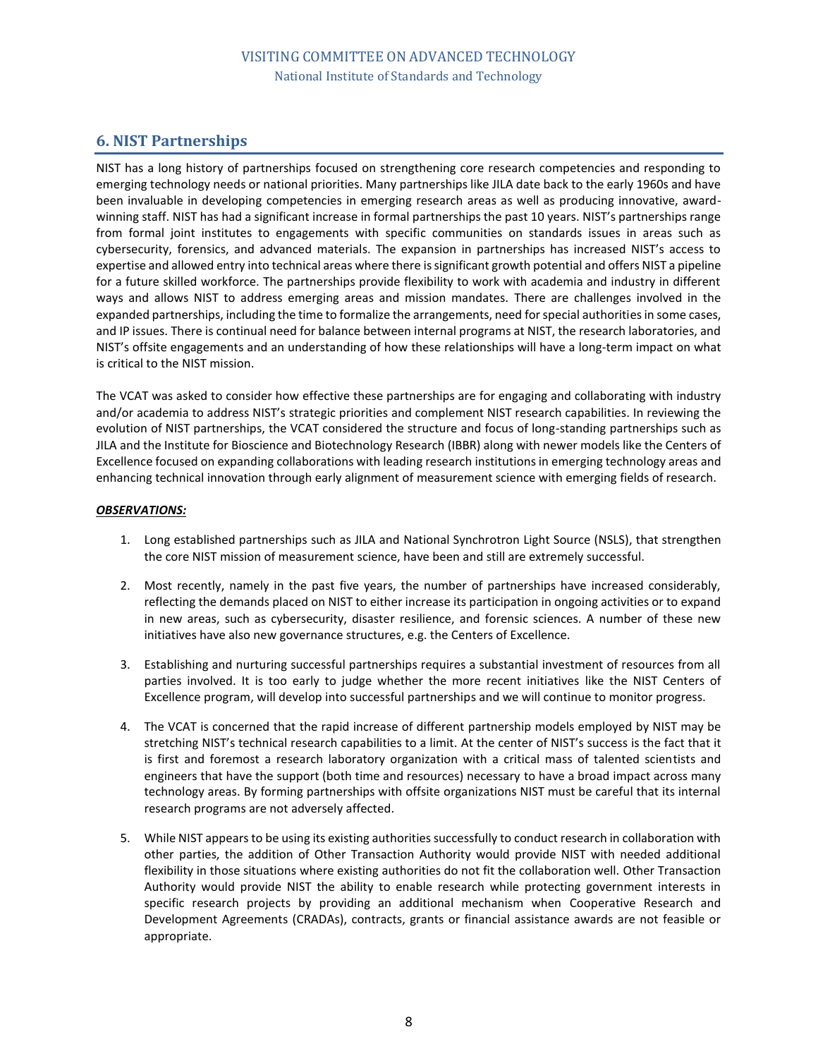## 6. NIST Partnerships

NIST has a long history of partnerships focused on strengthening core research competencies and responding to emerging technology needs or national priorities. Many partnerships like JILA date back to the early 1960s and have been invaluable in developing competencies in emerging research areas as well as producing innovative, award-winning staff. NIST has had a significant increase in formal partnerships the past 10 years. NIST's partnerships range from formal joint institutes to engagements with specific communities on standards issues in areas such as cybersecurity, forensics, and advanced materials. The expansion in partnerships has increased NIST's access to expertise and allowed entry into technical areas where there is significant growth potential and offers NIST a pipeline for a future skilled workforce. The partnerships provide flexibility to work with academia and industry in different ways and allows NIST to address emerging areas and mission mandates. There are challenges involved in the expanded partnerships, including the time to formalize the arrangements, need for special authorities in some cases, and IP issues. There is continual need for balance between internal programs at NIST, the research laboratories, and NIST's offsite engagements and an understanding of how these relationships will have a long-term impact on what is critical to the NIST mission.

The VCAT was asked to consider how effective these partnerships are for engaging and collaborating with industry and/or academia to address NIST's strategic priorities and complement NIST research capabilities. In reviewing the evolution of NIST partnerships, the VCAT considered the structure and focus of long-standing partnerships such as JILA and the Institute for Bioscience and Biotechnology Research (IBBR) along with newer models like the Centers of Excellence focused on expanding collaborations with leading research institutions in emerging technology areas and enhancing technical innovation through early alignment of measurement science with emerging fields of research.

***OBSERVATIONS:***

1. Long established partnerships such as JILA and National Synchrotron Light Source (NSLS), that strengthen the core NIST mission of measurement science, have been and still are extremely successful.

2. Most recently, namely in the past five years, the number of partnerships have increased considerably, reflecting the demands placed on NIST to either increase its participation in ongoing activities or to expand in new areas, such as cybersecurity, disaster resilience, and forensic sciences. A number of these new initiatives have also new governance structures, e.g. the Centers of Excellence.

3. Establishing and nurturing successful partnerships requires a substantial investment of resources from all parties involved. It is too early to judge whether the more recent initiatives like the NIST Centers of Excellence program, will develop into successful partnerships and we will continue to monitor progress.

4. The VCAT is concerned that the rapid increase of different partnership models employed by NIST may be stretching NIST's technical research capabilities to a limit. At the center of NIST's success is the fact that it is first and foremost a research laboratory organization with a critical mass of talented scientists and engineers that have the support (both time and resources) necessary to have a broad impact across many technology areas. By forming partnerships with offsite organizations NIST must be careful that its internal research programs are not adversely affected.

5. While NIST appears to be using its existing authorities successfully to conduct research in collaboration with other parties, the addition of Other Transaction Authority would provide NIST with needed additional flexibility in those situations where existing authorities do not fit the collaboration well. Other Transaction Authority would provide NIST the ability to enable research while protecting government interests in specific research projects by providing an additional mechanism when Cooperative Research and Development Agreements (CRADAs), contracts, grants or financial assistance awards are not feasible or appropriate.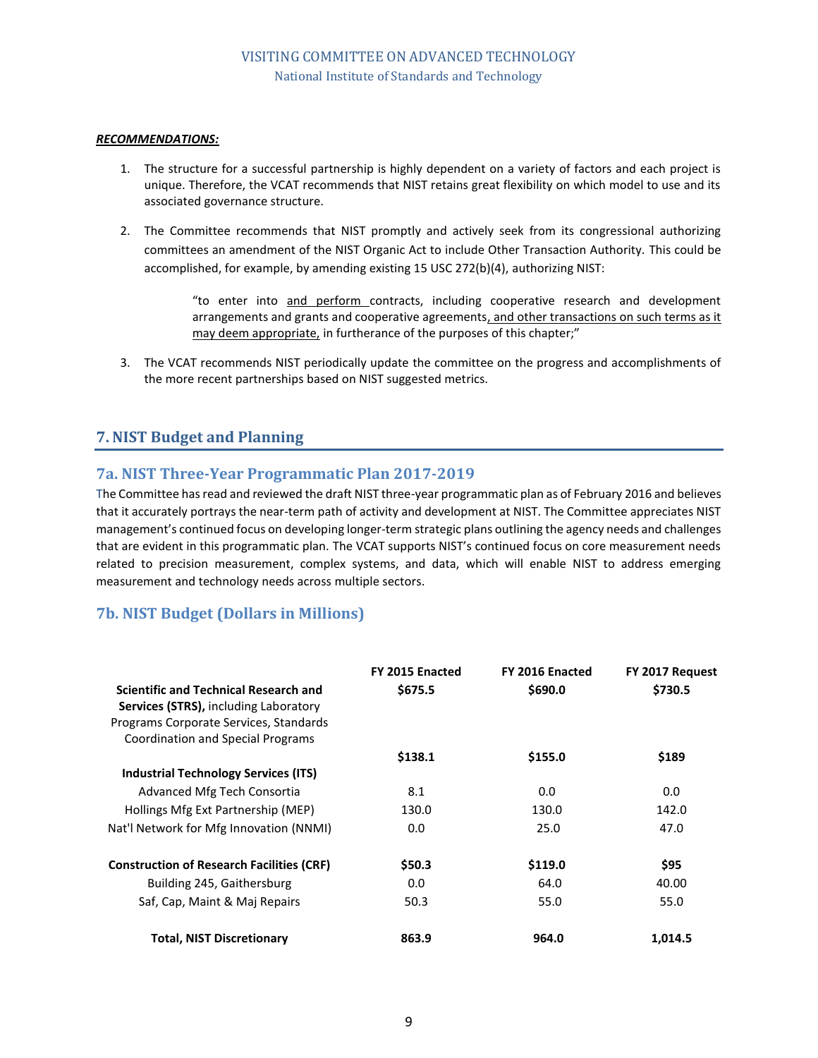***RECOMMENDATIONS:***

1. The structure for a successful partnership is highly dependent on a variety of factors and each project is unique. Therefore, the VCAT recommends that NIST retains great flexibility on which model to use and its associated governance structure.

2. The Committee recommends that NIST promptly and actively seek from its congressional authorizing committees an amendment of the NIST Organic Act to include Other Transaction Authority. This could be accomplished, for example, by amending existing 15 USC 272(b)(4), authorizing NIST:

   > "to enter into <u>and perform</u> contracts, including cooperative research and development arrangements and grants and cooperative agreements<u>, and other transactions on such terms as it may deem appropriate,</u> in furtherance of the purposes of this chapter;"

3. The VCAT recommends NIST periodically update the committee on the progress and accomplishments of the more recent partnerships based on NIST suggested metrics.

## 7. NIST Budget and Planning

### 7a. NIST Three-Year Programmatic Plan 2017-2019

The Committee has read and reviewed the draft NIST three-year programmatic plan as of February 2016 and believes that it accurately portrays the near-term path of activity and development at NIST. The Committee appreciates NIST management's continued focus on developing longer-term strategic plans outlining the agency needs and challenges that are evident in this programmatic plan. The VCAT supports NIST's continued focus on core measurement needs related to precision measurement, complex systems, and data, which will enable NIST to address emerging measurement and technology needs across multiple sectors.

### 7b. NIST Budget (Dollars in Millions)

| | FY 2015 Enacted | FY 2016 Enacted | FY 2017 Request |
|---|---|---|---|
| **Scientific and Technical Research and Services (STRS),** including Laboratory Programs Corporate Services, Standards Coordination and Special Programs | **$675.5** | **$690.0** | **$730.5** |
| **Industrial Technology Services (ITS)** | **$138.1** | **$155.0** | **$189** |
| Advanced Mfg Tech Consortia | 8.1 | 0.0 | 0.0 |
| Hollings Mfg Ext Partnership (MEP) | 130.0 | 130.0 | 142.0 |
| Nat'l Network for Mfg Innovation (NNMI) | 0.0 | 25.0 | 47.0 |
| **Construction of Research Facilities (CRF)** | **$50.3** | **$119.0** | **$95** |
| Building 245, Gaithersburg | 0.0 | 64.0 | 40.00 |
| Saf, Cap, Maint & Maj Repairs | 50.3 | 55.0 | 55.0 |
| **Total, NIST Discretionary** | **863.9** | **964.0** | **1,014.5** |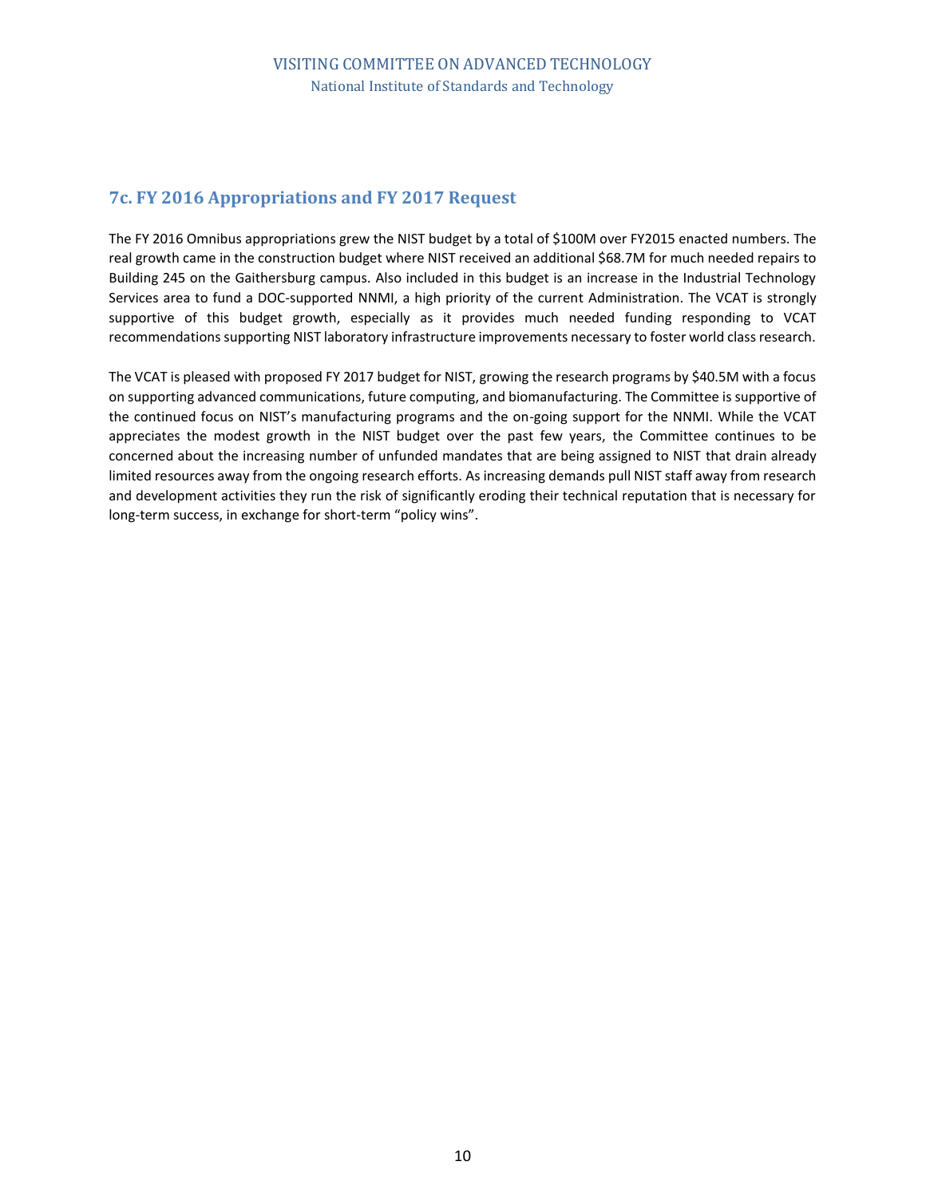## 7c. FY 2016 Appropriations and FY 2017 Request

The FY 2016 Omnibus appropriations grew the NIST budget by a total of $100M over FY2015 enacted numbers. The real growth came in the construction budget where NIST received an additional $68.7M for much needed repairs to Building 245 on the Gaithersburg campus. Also included in this budget is an increase in the Industrial Technology Services area to fund a DOC-supported NNMI, a high priority of the current Administration. The VCAT is strongly supportive of this budget growth, especially as it provides much needed funding responding to VCAT recommendations supporting NIST laboratory infrastructure improvements necessary to foster world class research.

The VCAT is pleased with proposed FY 2017 budget for NIST, growing the research programs by $40.5M with a focus on supporting advanced communications, future computing, and biomanufacturing. The Committee is supportive of the continued focus on NIST's manufacturing programs and the on-going support for the NNMI. While the VCAT appreciates the modest growth in the NIST budget over the past few years, the Committee continues to be concerned about the increasing number of unfunded mandates that are being assigned to NIST that drain already limited resources away from the ongoing research efforts. As increasing demands pull NIST staff away from research and development activities they run the risk of significantly eroding their technical reputation that is necessary for long-term success, in exchange for short-term "policy wins".